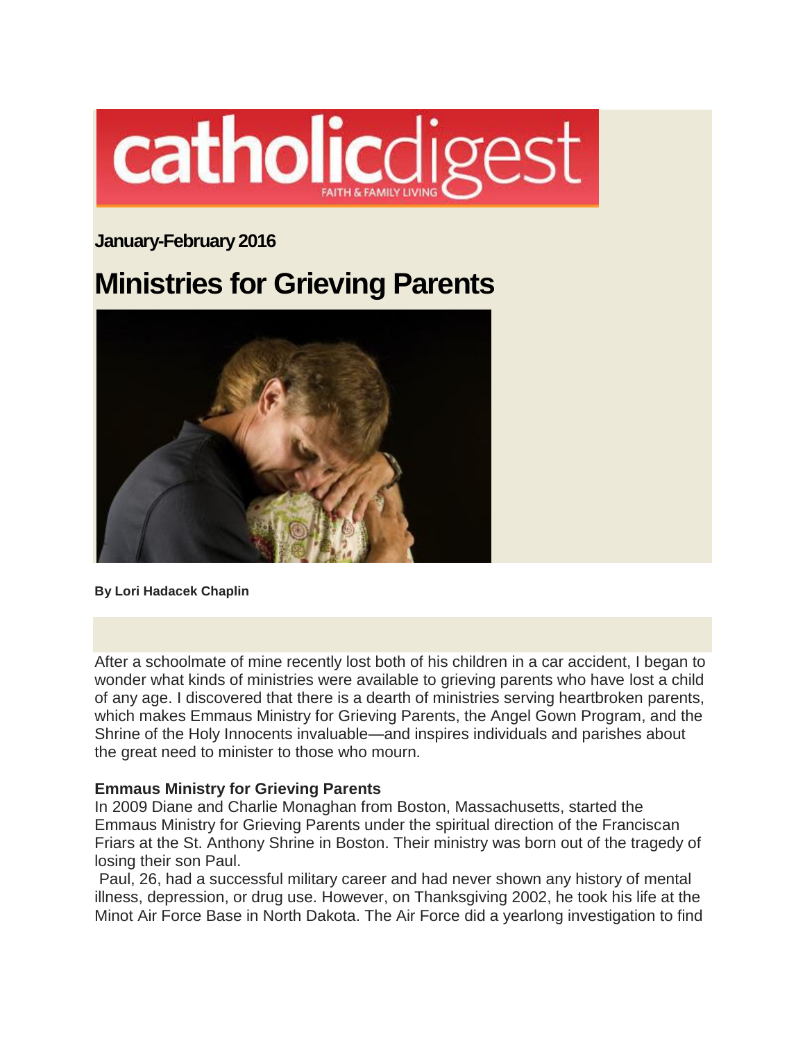catholicdigest
FAITH & FAMILY LIVING

**January-February 2016**

# Ministries for Grieving Parents

**By Lori Hadacek Chaplin**

After a schoolmate of mine recently lost both of his children in a car accident, I began to wonder what kinds of ministries were available to grieving parents who have lost a child of any age. I discovered that there is a dearth of ministries serving heartbroken parents, which makes Emmaus Ministry for Grieving Parents, the Angel Gown Program, and the Shrine of the Holy Innocents invaluable—and inspires individuals and parishes about the great need to minister to those who mourn.

**Emmaus Ministry for Grieving Parents**

In 2009 Diane and Charlie Monaghan from Boston, Massachusetts, started the Emmaus Ministry for Grieving Parents under the spiritual direction of the Franciscan Friars at the St. Anthony Shrine in Boston. Their ministry was born out of the tragedy of losing their son Paul.

Paul, 26, had a successful military career and had never shown any history of mental illness, depression, or drug use. However, on Thanksgiving 2002, he took his life at the Minot Air Force Base in North Dakota. The Air Force did a yearlong investigation to find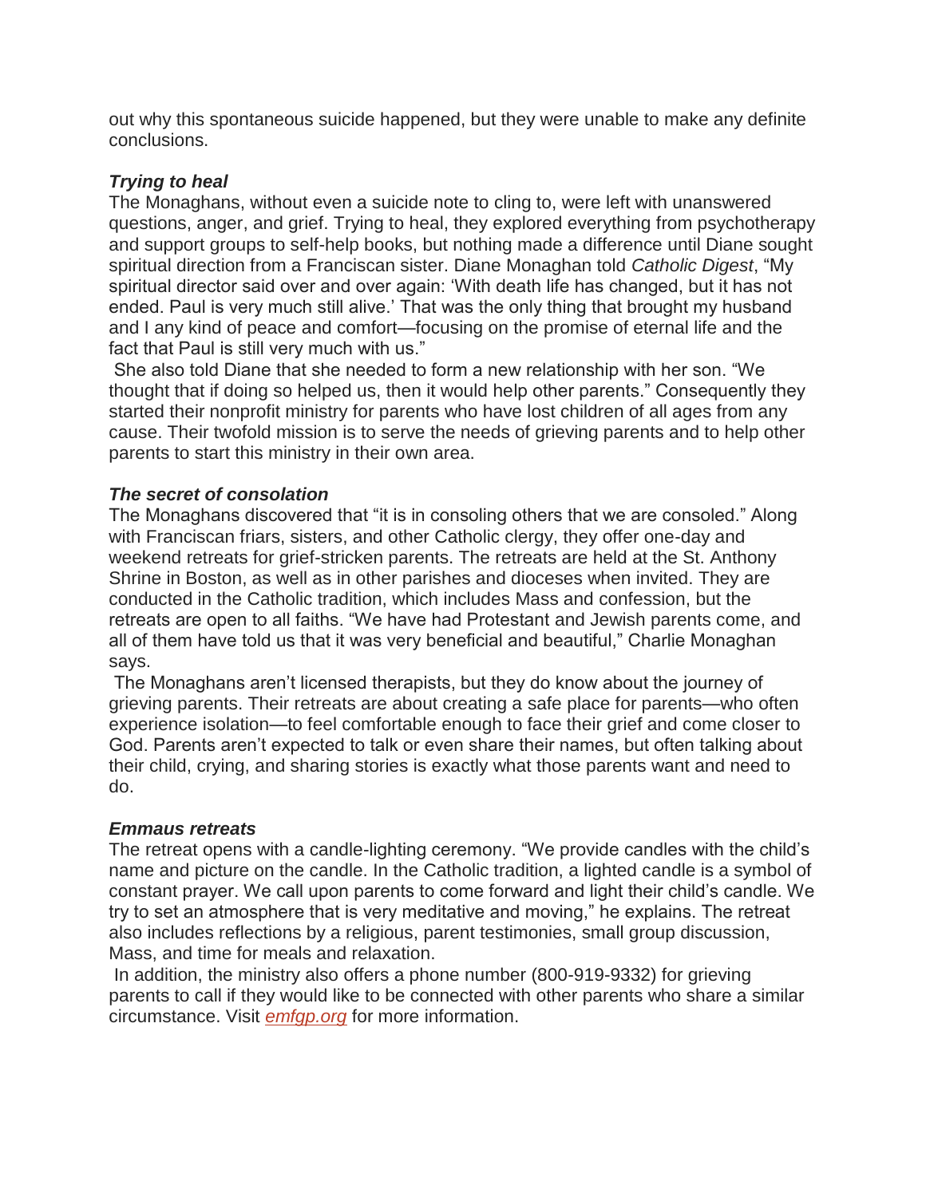out why this spontaneous suicide happened, but they were unable to make any definite conclusions.

### *Trying to heal*

The Monaghans, without even a suicide note to cling to, were left with unanswered questions, anger, and grief. Trying to heal, they explored everything from psychotherapy and support groups to self-help books, but nothing made a difference until Diane sought spiritual direction from a Franciscan sister. Diane Monaghan told *Catholic Digest*, "My spiritual director said over and over again: 'With death life has changed, but it has not ended. Paul is very much still alive.' That was the only thing that brought my husband and I any kind of peace and comfort—focusing on the promise of eternal life and the fact that Paul is still very much with us."

She also told Diane that she needed to form a new relationship with her son. "We thought that if doing so helped us, then it would help other parents." Consequently they started their nonprofit ministry for parents who have lost children of all ages from any cause. Their twofold mission is to serve the needs of grieving parents and to help other parents to start this ministry in their own area.

### *The secret of consolation*

The Monaghans discovered that "it is in consoling others that we are consoled." Along with Franciscan friars, sisters, and other Catholic clergy, they offer one-day and weekend retreats for grief-stricken parents. The retreats are held at the St. Anthony Shrine in Boston, as well as in other parishes and dioceses when invited. They are conducted in the Catholic tradition, which includes Mass and confession, but the retreats are open to all faiths. "We have had Protestant and Jewish parents come, and all of them have told us that it was very beneficial and beautiful," Charlie Monaghan says.

The Monaghans aren't licensed therapists, but they do know about the journey of grieving parents. Their retreats are about creating a safe place for parents—who often experience isolation—to feel comfortable enough to face their grief and come closer to God. Parents aren't expected to talk or even share their names, but often talking about their child, crying, and sharing stories is exactly what those parents want and need to do.

### *Emmaus retreats*

The retreat opens with a candle-lighting ceremony. "We provide candles with the child's name and picture on the candle. In the Catholic tradition, a lighted candle is a symbol of constant prayer. We call upon parents to come forward and light their child's candle. We try to set an atmosphere that is very meditative and moving," he explains. The retreat also includes reflections by a religious, parent testimonies, small group discussion, Mass, and time for meals and relaxation.

In addition, the ministry also offers a phone number (800-919-9332) for grieving parents to call if they would like to be connected with other parents who share a similar circumstance. Visit *emfgp.org* for more information.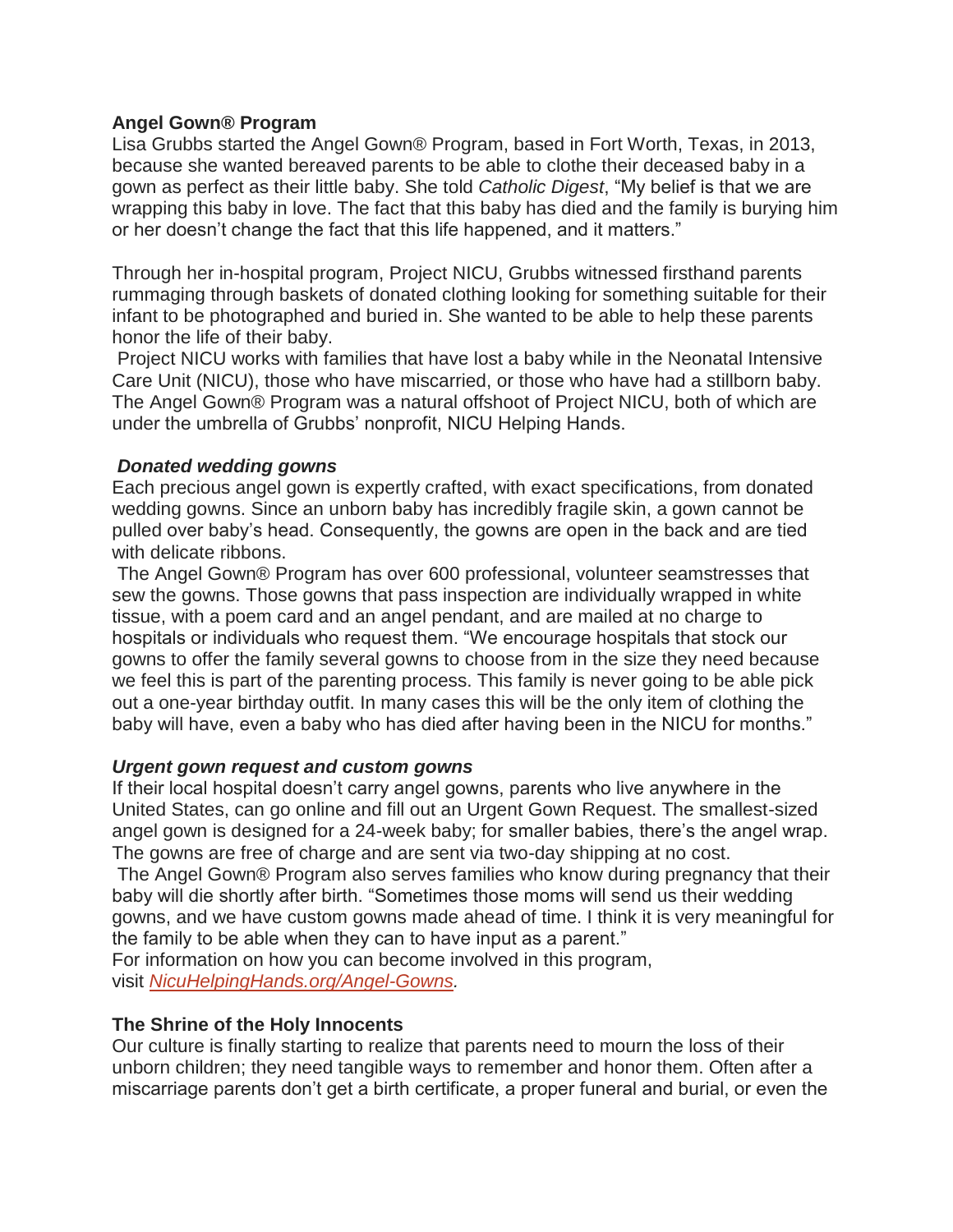**Angel Gown® Program**

Lisa Grubbs started the Angel Gown® Program, based in Fort Worth, Texas, in 2013, because she wanted bereaved parents to be able to clothe their deceased baby in a gown as perfect as their little baby. She told *Catholic Digest*, "My belief is that we are wrapping this baby in love. The fact that this baby has died and the family is burying him or her doesn't change the fact that this life happened, and it matters."

Through her in-hospital program, Project NICU, Grubbs witnessed firsthand parents rummaging through baskets of donated clothing looking for something suitable for their infant to be photographed and buried in. She wanted to be able to help these parents honor the life of their baby.

Project NICU works with families that have lost a baby while in the Neonatal Intensive Care Unit (NICU), those who have miscarried, or those who have had a stillborn baby. The Angel Gown® Program was a natural offshoot of Project NICU, both of which are under the umbrella of Grubbs' nonprofit, NICU Helping Hands.

***Donated wedding gowns***

Each precious angel gown is expertly crafted, with exact specifications, from donated wedding gowns. Since an unborn baby has incredibly fragile skin, a gown cannot be pulled over baby's head. Consequently, the gowns are open in the back and are tied with delicate ribbons.

The Angel Gown® Program has over 600 professional, volunteer seamstresses that sew the gowns. Those gowns that pass inspection are individually wrapped in white tissue, with a poem card and an angel pendant, and are mailed at no charge to hospitals or individuals who request them. "We encourage hospitals that stock our gowns to offer the family several gowns to choose from in the size they need because we feel this is part of the parenting process. This family is never going to be able pick out a one-year birthday outfit. In many cases this will be the only item of clothing the baby will have, even a baby who has died after having been in the NICU for months."

***Urgent gown request and custom gowns***

If their local hospital doesn't carry angel gowns, parents who live anywhere in the United States, can go online and fill out an Urgent Gown Request. The smallest-sized angel gown is designed for a 24-week baby; for smaller babies, there's the angel wrap. The gowns are free of charge and are sent via two-day shipping at no cost.

The Angel Gown® Program also serves families who know during pregnancy that their baby will die shortly after birth. "Sometimes those moms will send us their wedding gowns, and we have custom gowns made ahead of time. I think it is very meaningful for the family to be able when they can to have input as a parent."

For information on how you can become involved in this program, visit *NicuHelpingHands.org/Angel-Gowns.*

**The Shrine of the Holy Innocents**

Our culture is finally starting to realize that parents need to mourn the loss of their unborn children; they need tangible ways to remember and honor them. Often after a miscarriage parents don't get a birth certificate, a proper funeral and burial, or even the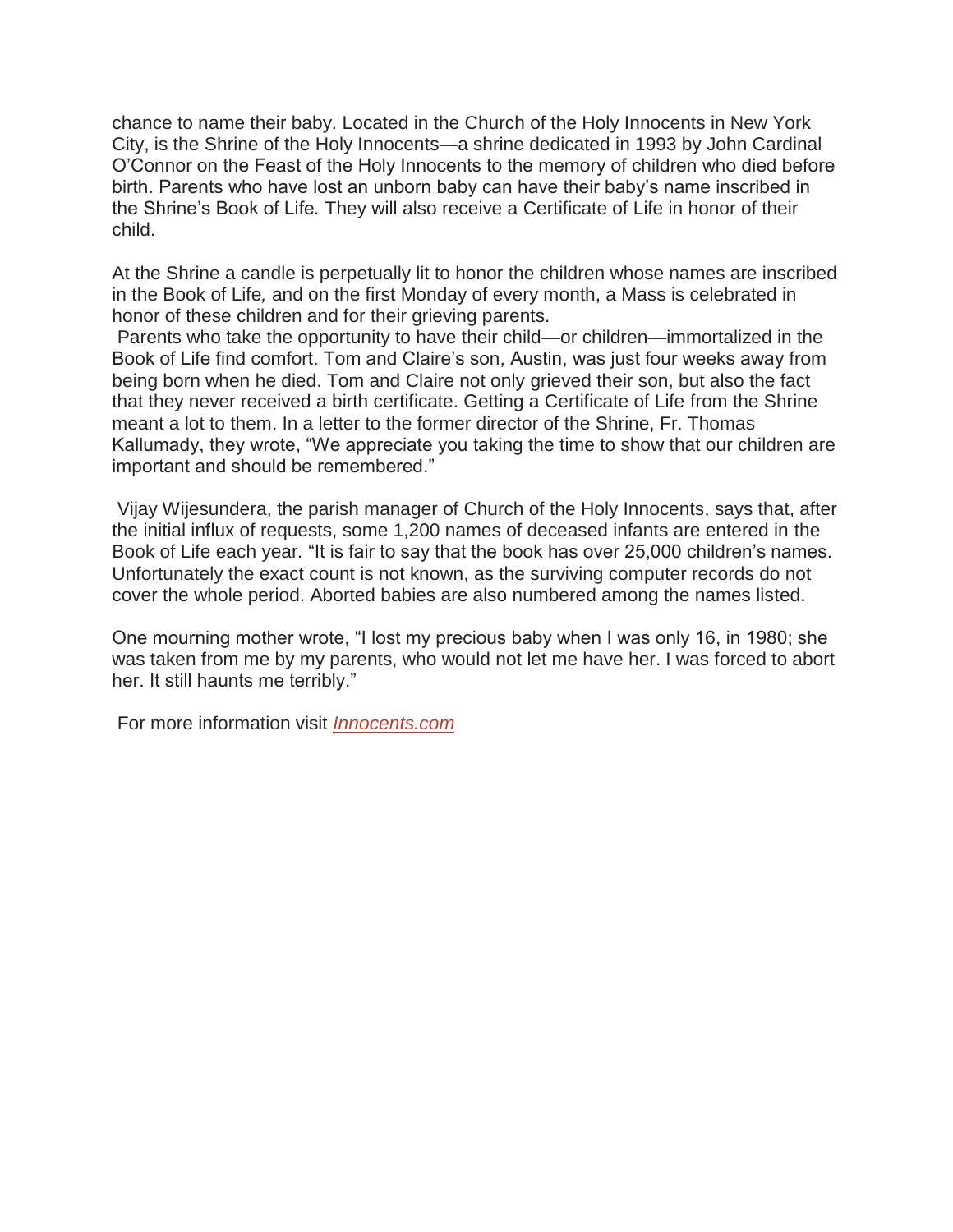chance to name their baby. Located in the Church of the Holy Innocents in New York City, is the Shrine of the Holy Innocents—a shrine dedicated in 1993 by John Cardinal O'Connor on the Feast of the Holy Innocents to the memory of children who died before birth. Parents who have lost an unborn baby can have their baby's name inscribed in the Shrine's Book of Life. They will also receive a Certificate of Life in honor of their child.

At the Shrine a candle is perpetually lit to honor the children whose names are inscribed in the Book of Life, and on the first Monday of every month, a Mass is celebrated in honor of these children and for their grieving parents.

Parents who take the opportunity to have their child—or children—immortalized in the Book of Life find comfort. Tom and Claire's son, Austin, was just four weeks away from being born when he died. Tom and Claire not only grieved their son, but also the fact that they never received a birth certificate. Getting a Certificate of Life from the Shrine meant a lot to them. In a letter to the former director of the Shrine, Fr. Thomas Kallumady, they wrote, "We appreciate you taking the time to show that our children are important and should be remembered."

Vijay Wijesundera, the parish manager of Church of the Holy Innocents, says that, after the initial influx of requests, some 1,200 names of deceased infants are entered in the Book of Life each year. "It is fair to say that the book has over 25,000 children's names. Unfortunately the exact count is not known, as the surviving computer records do not cover the whole period. Aborted babies are also numbered among the names listed.

One mourning mother wrote, "I lost my precious baby when I was only 16, in 1980; she was taken from me by my parents, who would not let me have her. I was forced to abort her. It still haunts me terribly."

For more information visit *Innocents.com*